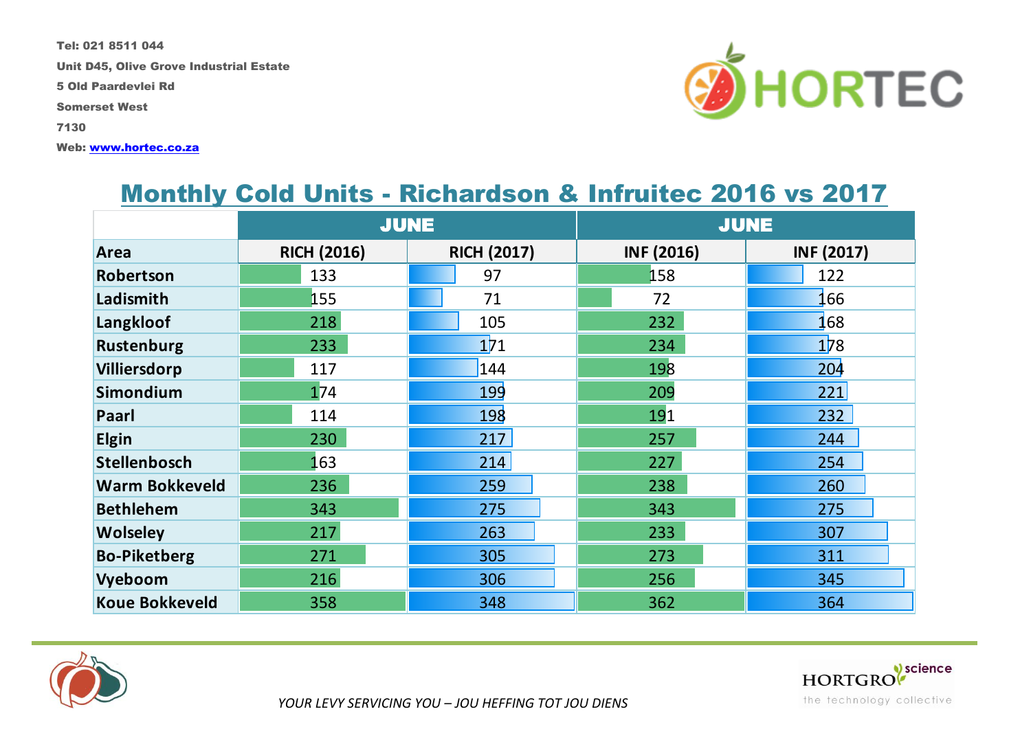Tel: 021 8511 044

Unit D45, Olive Grove Industrial Estate

5 Old Paardevlei Rd

Somerset West

7130

Web: www.hortec.co.za

# Monthly Cold Units - Richardson & Infruitec 2016 vs 2017

| | JUNE | | JUNE | |
|---|---|---|---|---|
| **Area** | **RICH (2016)** | **RICH (2017)** | **INF (2016)** | **INF (2017)** |
| Robertson | 133 | 97 | 158 | 122 |
| Ladismith | 155 | 71 | 72 | 166 |
| Langkloof | 218 | 105 | 232 | 168 |
| Rustenburg | 233 | 171 | 234 | 178 |
| Villiersdorp | 117 | 144 | 198 | 204 |
| Simondium | 174 | 199 | 209 | 221 |
| Paarl | 114 | 198 | 191 | 232 |
| Elgin | 230 | 217 | 257 | 244 |
| Stellenbosch | 163 | 214 | 227 | 254 |
| Warm Bokkeveld | 236 | 259 | 238 | 260 |
| Bethlehem | 343 | 275 | 343 | 275 |
| Wolseley | 217 | 263 | 233 | 307 |
| Bo-Piketberg | 271 | 305 | 273 | 311 |
| Vyeboom | 216 | 306 | 256 | 345 |
| Koue Bokkeveld | 358 | 348 | 362 | 364 |

*YOUR LEVY SERVICING YOU – JOU HEFFING TOT JOU DIENS*

HORTGRO science – the technology collective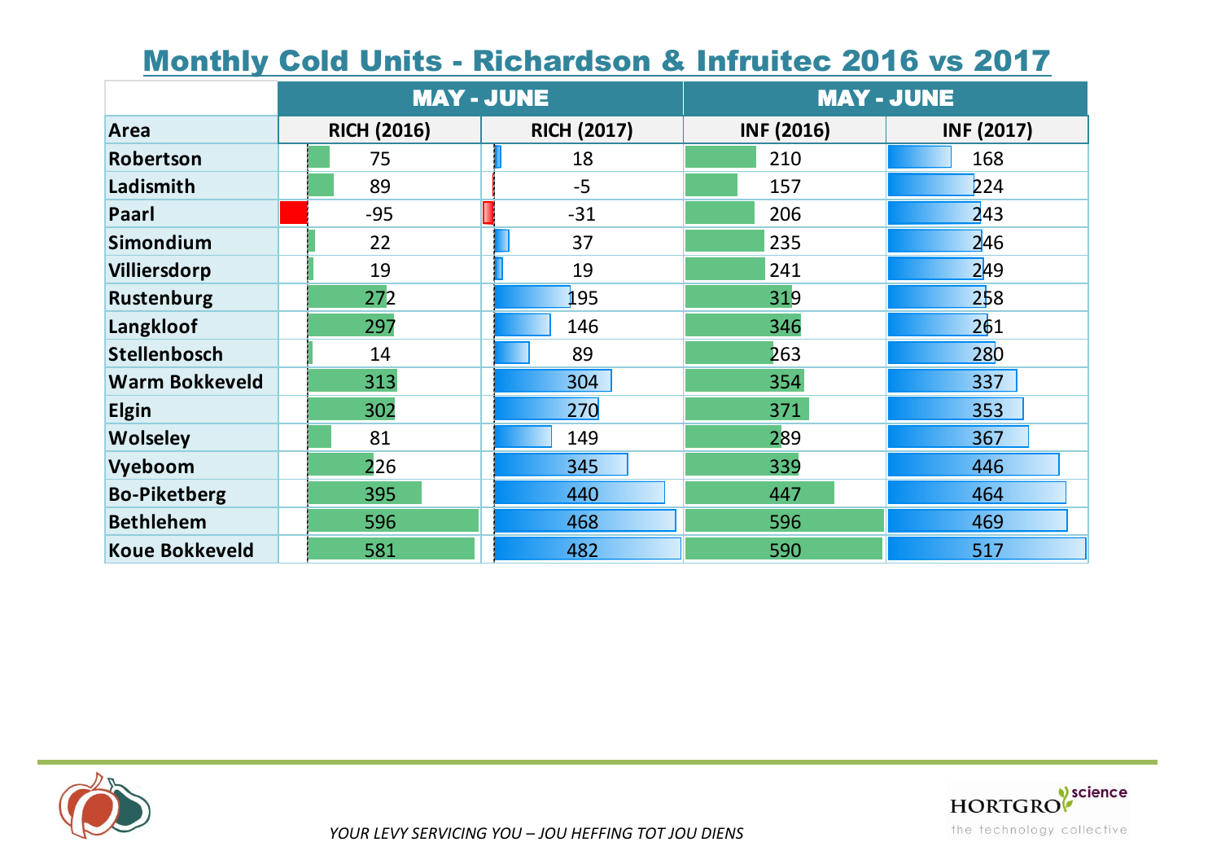# Monthly Cold Units - Richardson & Infruitec 2016 vs 2017

| | MAY - JUNE | | MAY - JUNE | |
|---|---|---|---|---|
| **Area** | **RICH (2016)** | **RICH (2017)** | **INF (2016)** | **INF (2017)** |
| Robertson | 75 | 18 | 210 | 168 |
| Ladismith | 89 | -5 | 157 | 224 |
| Paarl | -95 | -31 | 206 | 243 |
| Simondium | 22 | 37 | 235 | 246 |
| Villiersdorp | 19 | 19 | 241 | 249 |
| Rustenburg | 272 | 195 | 319 | 258 |
| Langkloof | 297 | 146 | 346 | 261 |
| Stellenbosch | 14 | 89 | 263 | 280 |
| Warm Bokkeveld | 313 | 304 | 354 | 337 |
| Elgin | 302 | 270 | 371 | 353 |
| Wolseley | 81 | 149 | 289 | 367 |
| Vyeboom | 226 | 345 | 339 | 446 |
| Bo-Piketberg | 395 | 440 | 447 | 464 |
| Bethlehem | 596 | 468 | 596 | 469 |
| Koue Bokkeveld | 581 | 482 | 590 | 517 |

*YOUR LEVY SERVICING YOU – JOU HEFFING TOT JOU DIENS*

HORTGRO science — the technology collective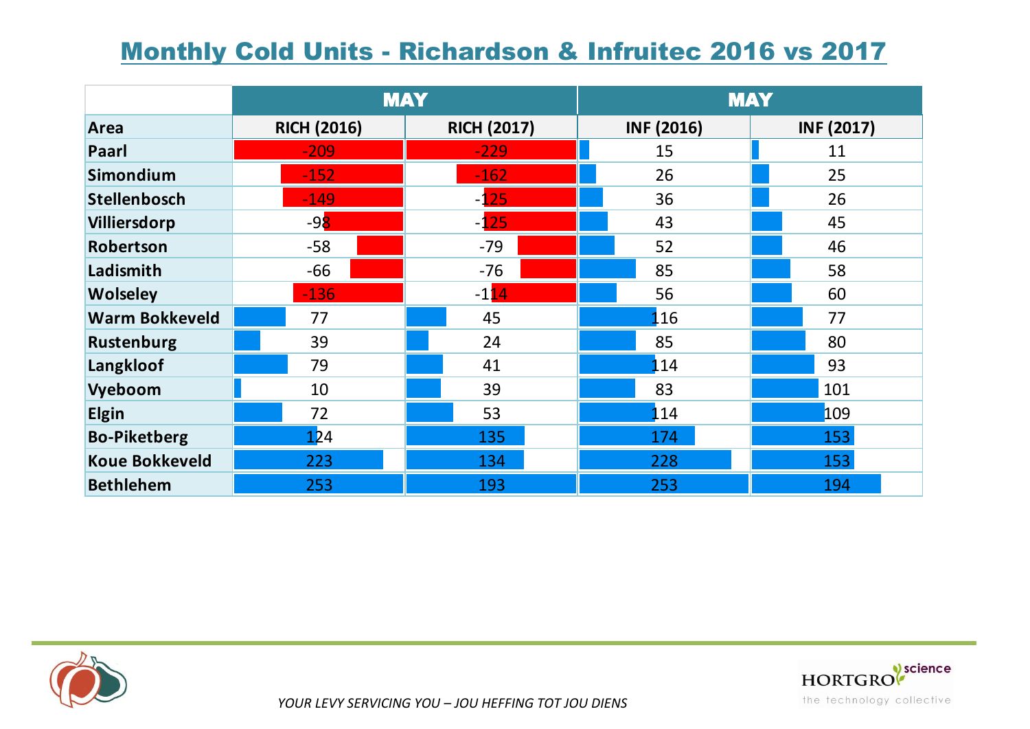# Monthly Cold Units - Richardson & Infruitec 2016 vs 2017

| Area | MAY | | MAY | |
|---|---|---|---|---|
| | RICH (2016) | RICH (2017) | INF (2016) | INF (2017) |
| Paarl | -209 | -229 | 15 | 11 |
| Simondium | -152 | -162 | 26 | 25 |
| Stellenbosch | -149 | -125 | 36 | 26 |
| Villiersdorp | -98 | -125 | 43 | 45 |
| Robertson | -58 | -79 | 52 | 46 |
| Ladismith | -66 | -76 | 85 | 58 |
| Wolseley | -136 | -114 | 56 | 60 |
| Warm Bokkeveld | 77 | 45 | 116 | 77 |
| Rustenburg | 39 | 24 | 85 | 80 |
| Langkloof | 79 | 41 | 114 | 93 |
| Vyeboom | 10 | 39 | 83 | 101 |
| Elgin | 72 | 53 | 114 | 109 |
| Bo-Piketberg | 124 | 135 | 174 | 153 |
| Koue Bokkeveld | 223 | 134 | 228 | 153 |
| Bethlehem | 253 | 193 | 253 | 194 |

*YOUR LEVY SERVICING YOU – JOU HEFFING TOT JOU DIENS*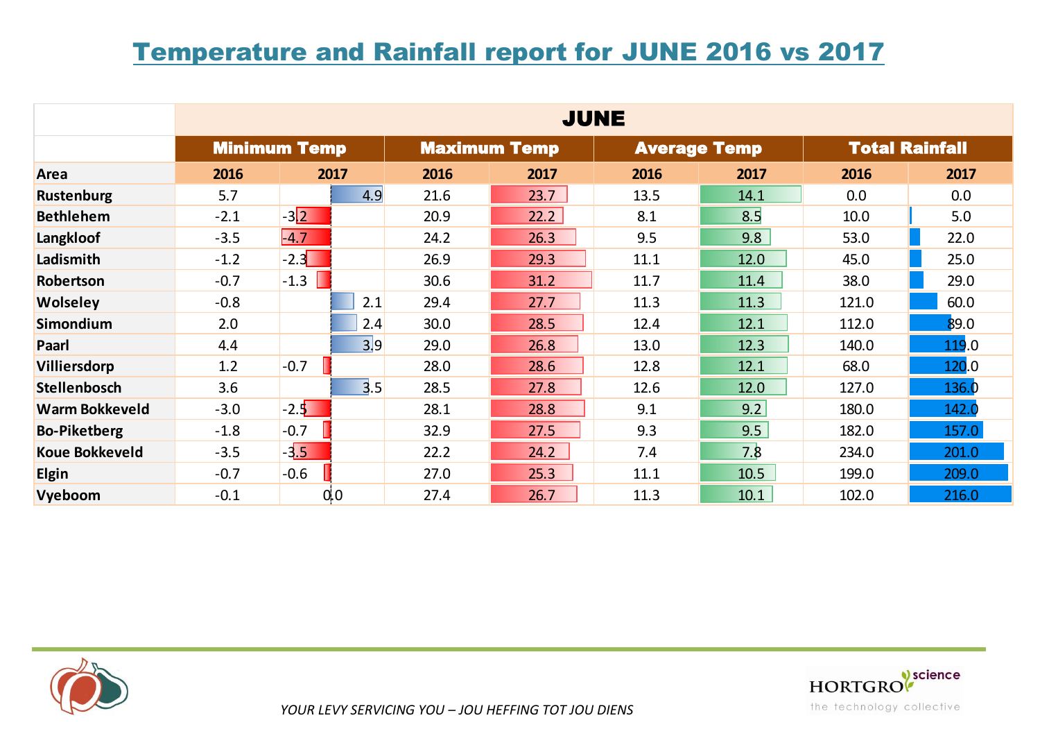# Temperature and Rainfall report for JUNE 2016 vs 2017

| | JUNE | | | | | | | |
|---|---|---|---|---|---|---|---|---|
| | Minimum Temp | | Maximum Temp | | Average Temp | | Total Rainfall | |
| Area | 2016 | 2017 | 2016 | 2017 | 2016 | 2017 | 2016 | 2017 |
| Rustenburg | 5.7 | 4.9 | 21.6 | 23.7 | 13.5 | 14.1 | 0.0 | 0.0 |
| Bethlehem | -2.1 | -3.2 | 20.9 | 22.2 | 8.1 | 8.5 | 10.0 | 5.0 |
| Langkloof | -3.5 | -4.7 | 24.2 | 26.3 | 9.5 | 9.8 | 53.0 | 22.0 |
| Ladismith | -1.2 | -2.3 | 26.9 | 29.3 | 11.1 | 12.0 | 45.0 | 25.0 |
| Robertson | -0.7 | -1.3 | 30.6 | 31.2 | 11.7 | 11.4 | 38.0 | 29.0 |
| Wolseley | -0.8 | 2.1 | 29.4 | 27.7 | 11.3 | 11.3 | 121.0 | 60.0 |
| Simondium | 2.0 | 2.4 | 30.0 | 28.5 | 12.4 | 12.1 | 112.0 | 89.0 |
| Paarl | 4.4 | 3.9 | 29.0 | 26.8 | 13.0 | 12.3 | 140.0 | 119.0 |
| Villiersdorp | 1.2 | -0.7 | 28.0 | 28.6 | 12.8 | 12.1 | 68.0 | 120.0 |
| Stellenbosch | 3.6 | 3.5 | 28.5 | 27.8 | 12.6 | 12.0 | 127.0 | 136.0 |
| Warm Bokkeveld | -3.0 | -2.5 | 28.1 | 28.8 | 9.1 | 9.2 | 180.0 | 142.0 |
| Bo-Piketberg | -1.8 | -0.7 | 32.9 | 27.5 | 9.3 | 9.5 | 182.0 | 157.0 |
| Koue Bokkeveld | -3.5 | -3.5 | 22.2 | 24.2 | 7.4 | 7.8 | 234.0 | 201.0 |
| Elgin | -0.7 | -0.6 | 27.0 | 25.3 | 11.1 | 10.5 | 199.0 | 209.0 |
| Vyeboom | -0.1 | 0.0 | 27.4 | 26.7 | 11.3 | 10.1 | 102.0 | 216.0 |

*YOUR LEVY SERVICING YOU – JOU HEFFING TOT JOU DIENS*

HORTGRO science
the technology collective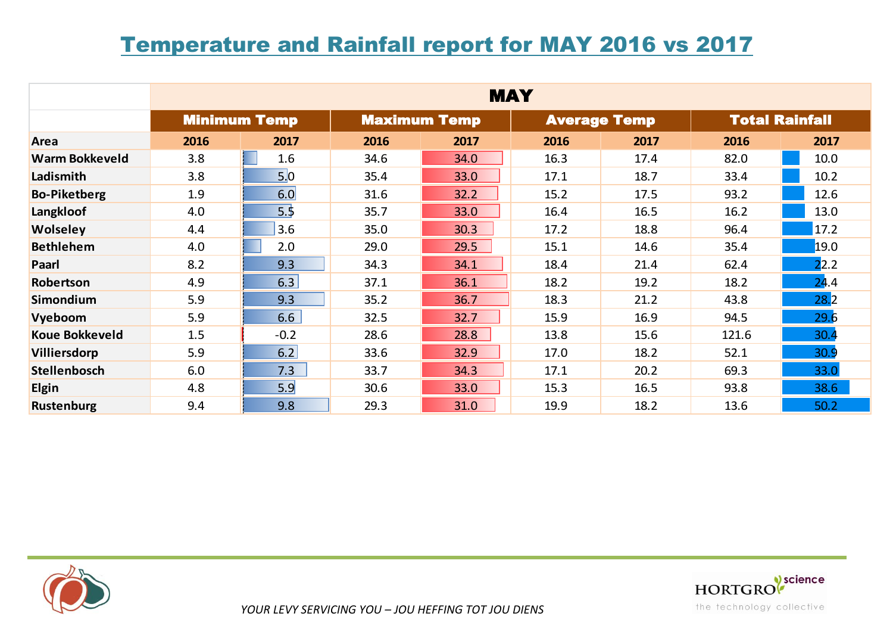# Temperature and Rainfall report for MAY 2016 vs 2017

| | MAY | | | | | | | |
|---|---|---|---|---|---|---|---|---|
| | Minimum Temp | | Maximum Temp | | Average Temp | | Total Rainfall | |
| Area | 2016 | 2017 | 2016 | 2017 | 2016 | 2017 | 2016 | 2017 |
| Warm Bokkeveld | 3.8 | 1.6 | 34.6 | 34.0 | 16.3 | 17.4 | 82.0 | 10.0 |
| Ladismith | 3.8 | 5.0 | 35.4 | 33.0 | 17.1 | 18.7 | 33.4 | 10.2 |
| Bo-Piketberg | 1.9 | 6.0 | 31.6 | 32.2 | 15.2 | 17.5 | 93.2 | 12.6 |
| Langkloof | 4.0 | 5.5 | 35.7 | 33.0 | 16.4 | 16.5 | 16.2 | 13.0 |
| Wolseley | 4.4 | 3.6 | 35.0 | 30.3 | 17.2 | 18.8 | 96.4 | 17.2 |
| Bethlehem | 4.0 | 2.0 | 29.0 | 29.5 | 15.1 | 14.6 | 35.4 | 19.0 |
| Paarl | 8.2 | 9.3 | 34.3 | 34.1 | 18.4 | 21.4 | 62.4 | 22.2 |
| Robertson | 4.9 | 6.3 | 37.1 | 36.1 | 18.2 | 19.2 | 18.2 | 24.4 |
| Simondium | 5.9 | 9.3 | 35.2 | 36.7 | 18.3 | 21.2 | 43.8 | 28.2 |
| Vyeboom | 5.9 | 6.6 | 32.5 | 32.7 | 15.9 | 16.9 | 94.5 | 29.6 |
| Koue Bokkeveld | 1.5 | -0.2 | 28.6 | 28.8 | 13.8 | 15.6 | 121.6 | 30.4 |
| Villiersdorp | 5.9 | 6.2 | 33.6 | 32.9 | 17.0 | 18.2 | 52.1 | 30.9 |
| Stellenbosch | 6.0 | 7.3 | 33.7 | 34.3 | 17.1 | 20.2 | 69.3 | 33.0 |
| Elgin | 4.8 | 5.9 | 30.6 | 33.0 | 15.3 | 16.5 | 93.8 | 38.6 |
| Rustenburg | 9.4 | 9.8 | 29.3 | 31.0 | 19.9 | 18.2 | 13.6 | 50.2 |

*YOUR LEVY SERVICING YOU – JOU HEFFING TOT JOU DIENS*

HORTGRO science

the technology collective